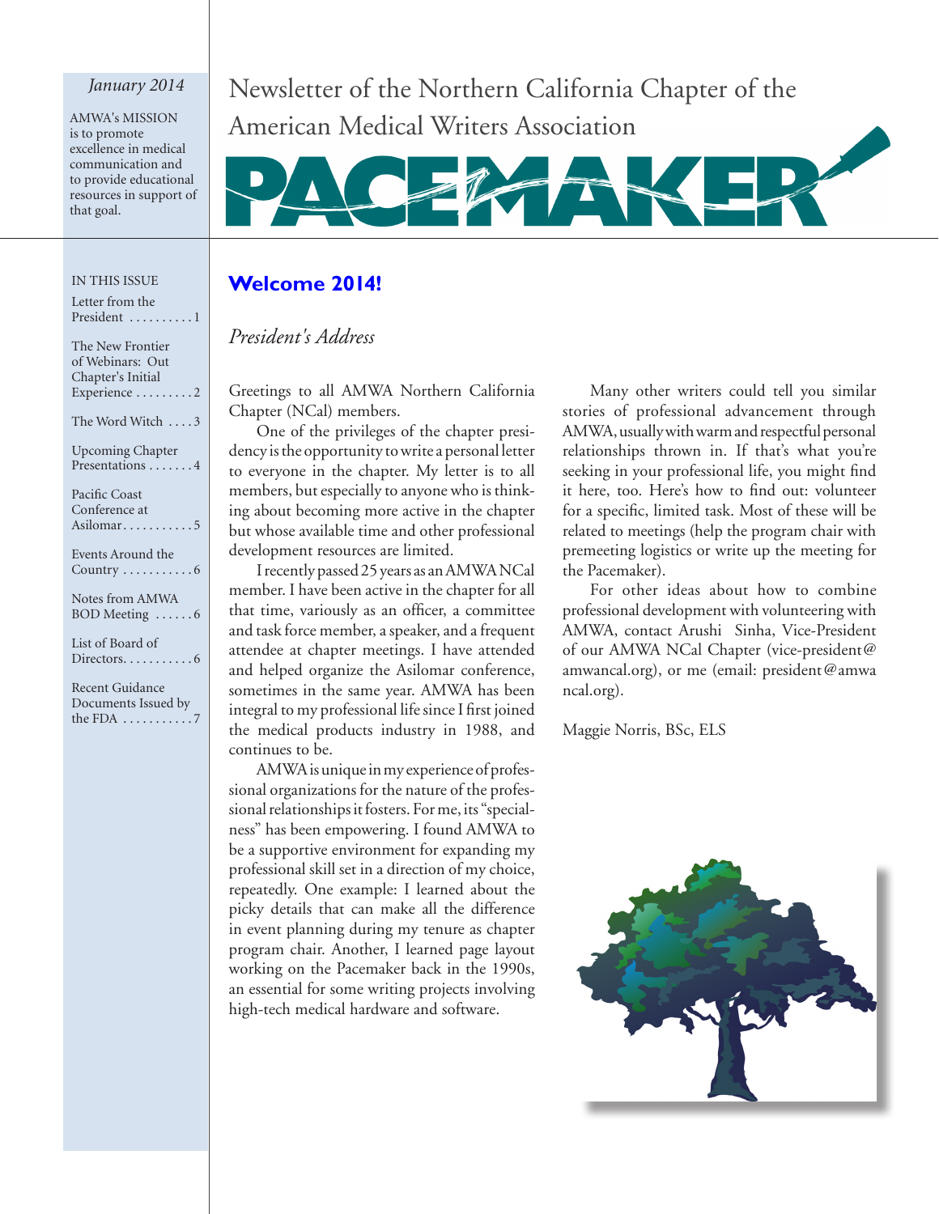*January 2014*

AMWA's MISSION is to promote excellence in medical communication and to provide educational resources in support of that goal.

# Newsletter of the Northern California Chapter of the American Medical Writers Association

# PACEMAKER

IN THIS ISSUE

- Letter from the President . . . . . . . . . . 1
- The New Frontier of Webinars: Out Chapter's Initial Experience . . . . . . . . . 2
- The Word Witch . . . . 3
- Upcoming Chapter Presentations . . . . . . . 4
- Pacific Coast Conference at Asilomar. . . . . . . . . . . 5
- Events Around the Country . . . . . . . . . . . 6
- Notes from AMWA BOD Meeting . . . . . . 6
- List of Board of Directors. . . . . . . . . . . 6
- Recent Guidance Documents Issued by the FDA . . . . . . . . . . . 7

## Welcome 2014!

### *President's Address*

Greetings to all AMWA Northern California Chapter (NCal) members.

One of the privileges of the chapter presidency is the opportunity to write a personal letter to everyone in the chapter. My letter is to all members, but especially to anyone who is thinking about becoming more active in the chapter but whose available time and other professional development resources are limited.

I recently passed 25 years as an AMWA NCal member. I have been active in the chapter for all that time, variously as an officer, a committee and task force member, a speaker, and a frequent attendee at chapter meetings. I have attended and helped organize the Asilomar conference, sometimes in the same year. AMWA has been integral to my professional life since I first joined the medical products industry in 1988, and continues to be.

AMWA is unique in my experience of professional organizations for the nature of the professional relationships it fosters. For me, its "specialness" has been empowering. I found AMWA to be a supportive environment for expanding my professional skill set in a direction of my choice, repeatedly. One example: I learned about the picky details that can make all the difference in event planning during my tenure as chapter program chair. Another, I learned page layout working on the Pacemaker back in the 1990s, an essential for some writing projects involving high-tech medical hardware and software.

Many other writers could tell you similar stories of professional advancement through AMWA, usually with warm and respectful personal relationships thrown in. If that's what you're seeking in your professional life, you might find it here, too. Here's how to find out: volunteer for a specific, limited task. Most of these will be related to meetings (help the program chair with premeeting logistics or write up the meeting for the Pacemaker).

For other ideas about how to combine professional development with volunteering with AMWA, contact Arushi Sinha, Vice-President of our AMWA NCal Chapter (vice-president@amwancal.org), or me (email: president@amwancal.org).

Maggie Norris, BSc, ELS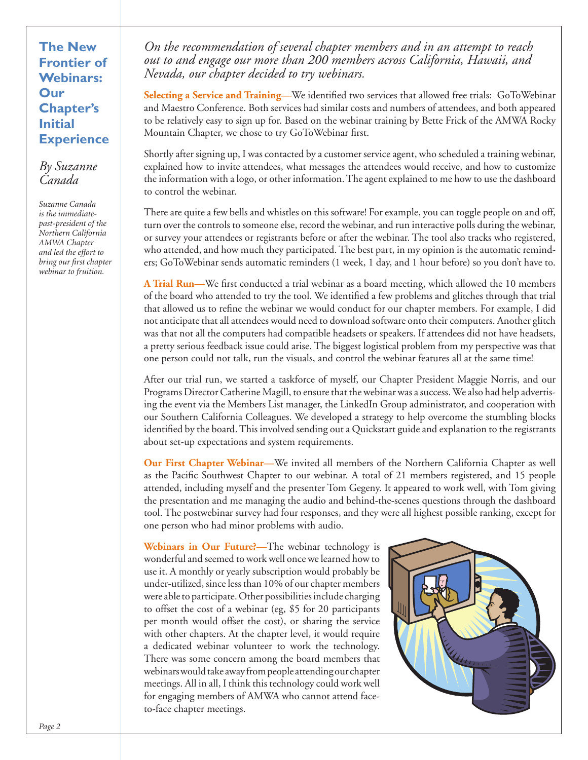# The New Frontier of Webinars: Our Chapter's Initial Experience

*By Suzanne Canada*

*Suzanne Canada is the immediate-past-president of the Northern California AMWA Chapter and led the effort to bring our first chapter webinar to fruition.*

*On the recommendation of several chapter members and in an attempt to reach out to and engage our more than 200 members across California, Hawaii, and Nevada, our chapter decided to try webinars.*

**Selecting a Service and Training—**We identified two services that allowed free trials: GoToWebinar and Maestro Conference. Both services had similar costs and numbers of attendees, and both appeared to be relatively easy to sign up for. Based on the webinar training by Bette Frick of the AMWA Rocky Mountain Chapter, we chose to try GoToWebinar first.

Shortly after signing up, I was contacted by a customer service agent, who scheduled a training webinar, explained how to invite attendees, what messages the attendees would receive, and how to customize the information with a logo, or other information. The agent explained to me how to use the dashboard to control the webinar.

There are quite a few bells and whistles on this software! For example, you can toggle people on and off, turn over the controls to someone else, record the webinar, and run interactive polls during the webinar, or survey your attendees or registrants before or after the webinar. The tool also tracks who registered, who attended, and how much they participated. The best part, in my opinion is the automatic reminders; GoToWebinar sends automatic reminders (1 week, 1 day, and 1 hour before) so you don't have to.

**A Trial Run—**We first conducted a trial webinar as a board meeting, which allowed the 10 members of the board who attended to try the tool. We identified a few problems and glitches through that trial that allowed us to refine the webinar we would conduct for our chapter members. For example, I did not anticipate that all attendees would need to download software onto their computers. Another glitch was that not all the computers had compatible headsets or speakers. If attendees did not have headsets, a pretty serious feedback issue could arise. The biggest logistical problem from my perspective was that one person could not talk, run the visuals, and control the webinar features all at the same time!

After our trial run, we started a taskforce of myself, our Chapter President Maggie Norris, and our Programs Director Catherine Magill, to ensure that the webinar was a success. We also had help advertising the event via the Members List manager, the LinkedIn Group administrator, and cooperation with our Southern California Colleagues. We developed a strategy to help overcome the stumbling blocks identified by the board. This involved sending out a Quickstart guide and explanation to the registrants about set-up expectations and system requirements.

**Our First Chapter Webinar—**We invited all members of the Northern California Chapter as well as the Pacific Southwest Chapter to our webinar. A total of 21 members registered, and 15 people attended, including myself and the presenter Tom Gegeny. It appeared to work well, with Tom giving the presentation and me managing the audio and behind-the-scenes questions through the dashboard tool. The postwebinar survey had four responses, and they were all highest possible ranking, except for one person who had minor problems with audio.

**Webinars in Our Future?—**The webinar technology is wonderful and seemed to work well once we learned how to use it. A monthly or yearly subscription would probably be under-utilized, since less than 10% of our chapter members were able to participate. Other possibilities include charging to offset the cost of a webinar (eg, $5 for 20 participants per month would offset the cost), or sharing the service with other chapters. At the chapter level, it would require a dedicated webinar volunteer to work the technology. There was some concern among the board members that webinars would take away from people attending our chapter meetings. All in all, I think this technology could work well for engaging members of AMWA who cannot attend face-to-face chapter meetings.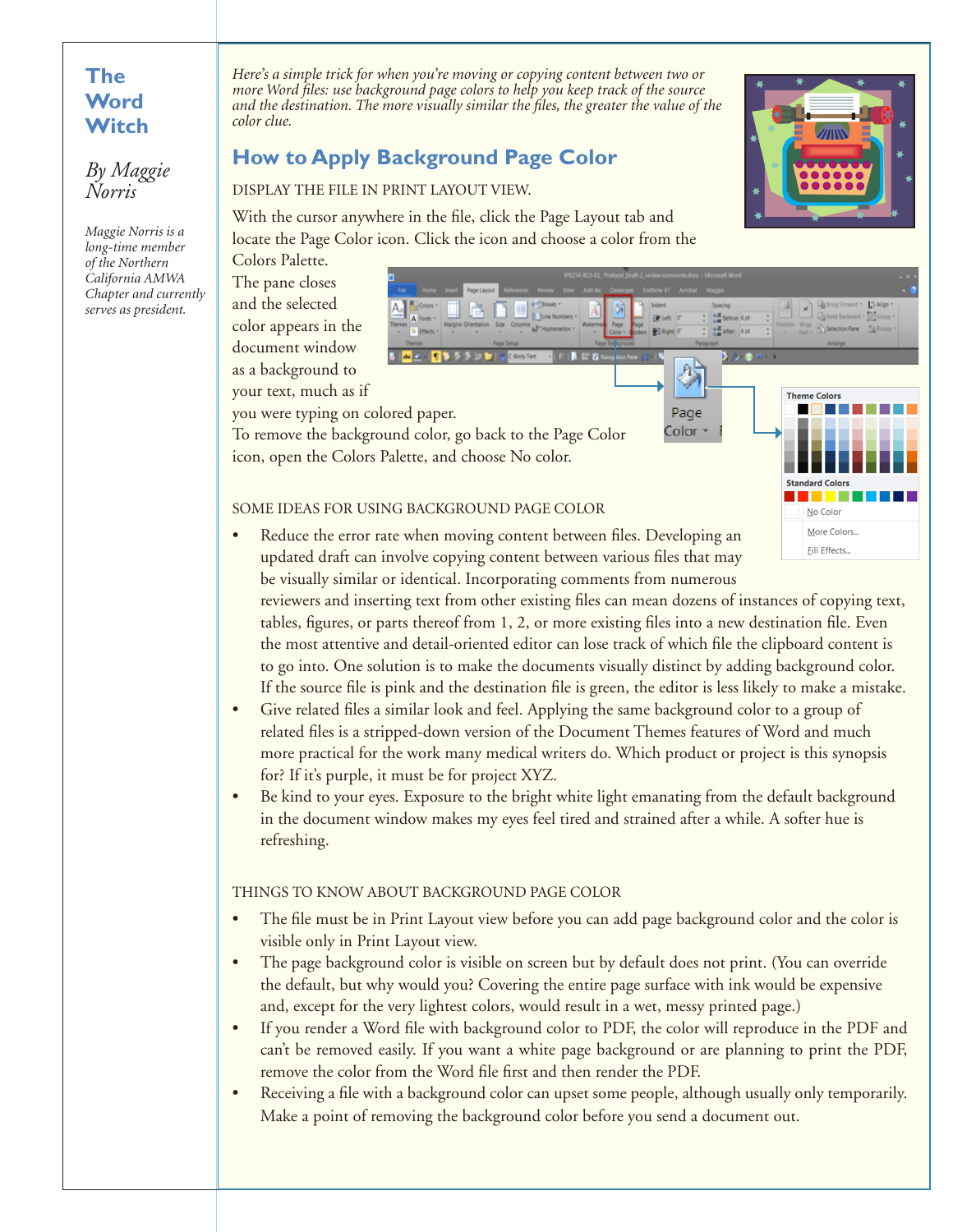# The Word Witch

*By Maggie Norris*

*Maggie Norris is a long-time member of the Northern California AMWA Chapter and currently serves as president.*

*Here's a simple trick for when you're moving or copying content between two or more Word files: use background page colors to help you keep track of the source and the destination. The more visually similar the files, the greater the value of the color clue.*

## How to Apply Background Page Color

DISPLAY THE FILE IN PRINT LAYOUT VIEW.

With the cursor anywhere in the file, click the Page Layout tab and locate the Page Color icon. Click the icon and choose a color from the Colors Palette.

The pane closes and the selected color appears in the document window as a background to your text, much as if you were typing on colored paper.

To remove the background color, go back to the Page Color icon, open the Colors Palette, and choose No color.

SOME IDEAS FOR USING BACKGROUND PAGE COLOR

- Reduce the error rate when moving content between files. Developing an updated draft can involve copying content between various files that may be visually similar or identical. Incorporating comments from numerous reviewers and inserting text from other existing files can mean dozens of instances of copying text, tables, figures, or parts thereof from 1, 2, or more existing files into a new destination file. Even the most attentive and detail-oriented editor can lose track of which file the clipboard content is to go into. One solution is to make the documents visually distinct by adding background color. If the source file is pink and the destination file is green, the editor is less likely to make a mistake.
- Give related files a similar look and feel. Applying the same background color to a group of related files is a stripped-down version of the Document Themes features of Word and much more practical for the work many medical writers do. Which product or project is this synopsis for? If it's purple, it must be for project XYZ.
- Be kind to your eyes. Exposure to the bright white light emanating from the default background in the document window makes my eyes feel tired and strained after a while. A softer hue is refreshing.

THINGS TO KNOW ABOUT BACKGROUND PAGE COLOR

- The file must be in Print Layout view before you can add page background color and the color is visible only in Print Layout view.
- The page background color is visible on screen but by default does not print. (You can override the default, but why would you? Covering the entire page surface with ink would be expensive and, except for the very lightest colors, would result in a wet, messy printed page.)
- If you render a Word file with background color to PDF, the color will reproduce in the PDF and can't be removed easily. If you want a white page background or are planning to print the PDF, remove the color from the Word file first and then render the PDF.
- Receiving a file with a background color can upset some people, although usually only temporarily. Make a point of removing the background color before you send a document out.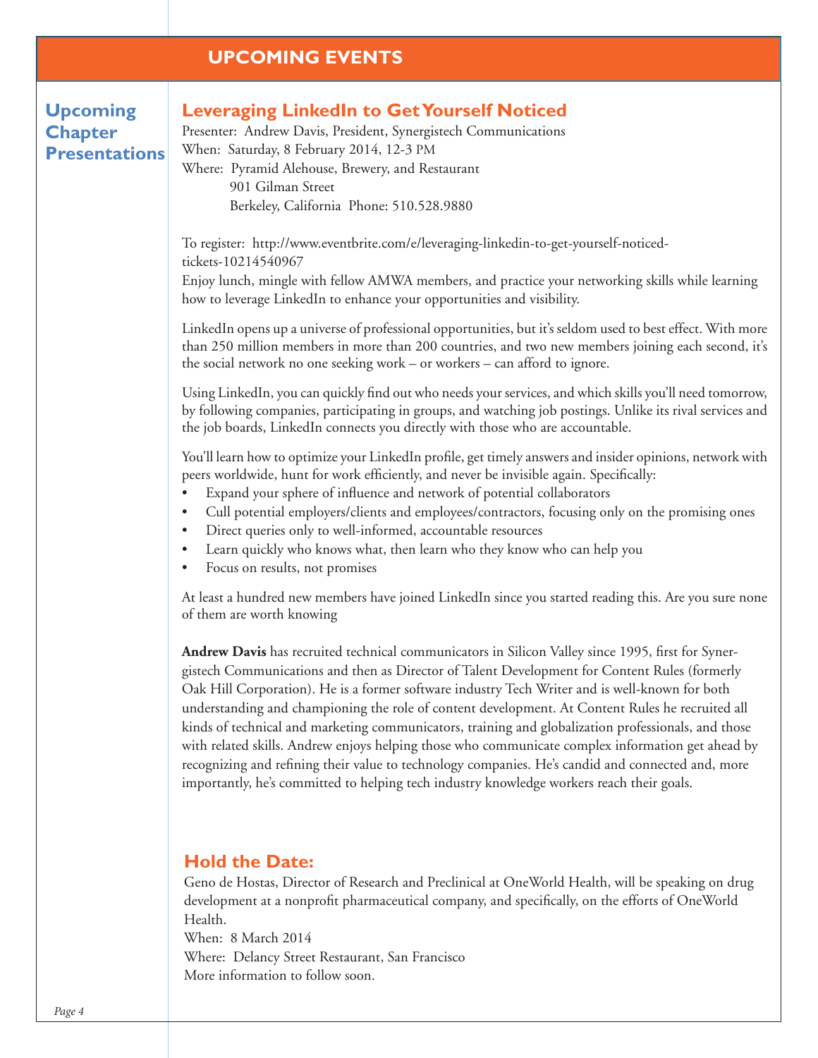## UPCOMING EVENTS

### Upcoming Chapter Presentations

### Leveraging LinkedIn to Get Yourself Noticed

Presenter: Andrew Davis, President, Synergistech Communications
When: Saturday, 8 February 2014, 12-3 PM
Where: Pyramid Alehouse, Brewery, and Restaurant
901 Gilman Street
Berkeley, California Phone: 510.528.9880

To register: http://www.eventbrite.com/e/leveraging-linkedin-to-get-yourself-noticed-tickets-10214540967
Enjoy lunch, mingle with fellow AMWA members, and practice your networking skills while learning how to leverage LinkedIn to enhance your opportunities and visibility.

LinkedIn opens up a universe of professional opportunities, but it's seldom used to best effect. With more than 250 million members in more than 200 countries, and two new members joining each second, it's the social network no one seeking work – or workers – can afford to ignore.

Using LinkedIn, you can quickly find out who needs your services, and which skills you'll need tomorrow, by following companies, participating in groups, and watching job postings. Unlike its rival services and the job boards, LinkedIn connects you directly with those who are accountable.

You'll learn how to optimize your LinkedIn profile, get timely answers and insider opinions, network with peers worldwide, hunt for work efficiently, and never be invisible again. Specifically:

- Expand your sphere of influence and network of potential collaborators
- Cull potential employers/clients and employees/contractors, focusing only on the promising ones
- Direct queries only to well-informed, accountable resources
- Learn quickly who knows what, then learn who they know who can help you
- Focus on results, not promises

At least a hundred new members have joined LinkedIn since you started reading this. Are you sure none of them are worth knowing

**Andrew Davis** has recruited technical communicators in Silicon Valley since 1995, first for Synergistech Communications and then as Director of Talent Development for Content Rules (formerly Oak Hill Corporation). He is a former software industry Tech Writer and is well-known for both understanding and championing the role of content development. At Content Rules he recruited all kinds of technical and marketing communicators, training and globalization professionals, and those with related skills. Andrew enjoys helping those who communicate complex information get ahead by recognizing and refining their value to technology companies. He's candid and connected and, more importantly, he's committed to helping tech industry knowledge workers reach their goals.

### Hold the Date:

Geno de Hostas, Director of Research and Preclinical at OneWorld Health, will be speaking on drug development at a nonprofit pharmaceutical company, and specifically, on the efforts of OneWorld Health.
When: 8 March 2014
Where: Delancy Street Restaurant, San Francisco
More information to follow soon.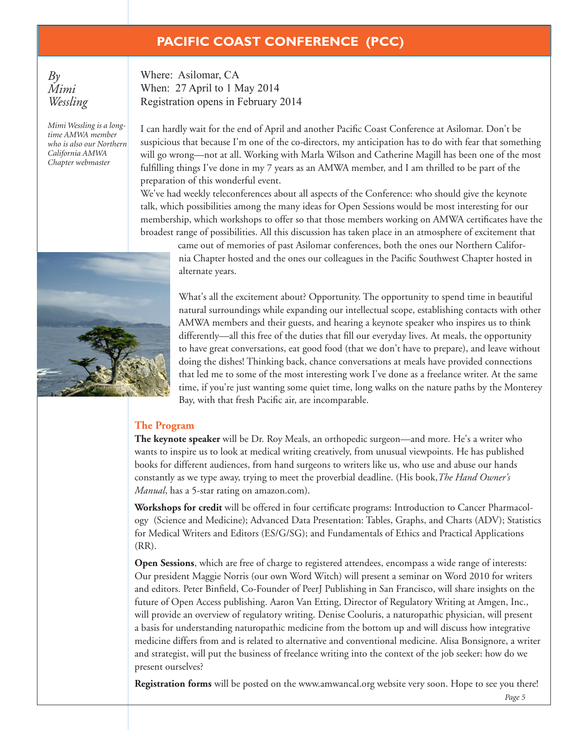# PACIFIC COAST CONFERENCE (PCC)

*By Mimi Wessling*

*Mimi Wessling is a long-time AMWA member who is also our Northern California AMWA Chapter webmaster*

Where: Asilomar, CA
When: 27 April to 1 May 2014
Registration opens in February 2014

I can hardly wait for the end of April and another Pacific Coast Conference at Asilomar. Don't be suspicious that because I'm one of the co-directors, my anticipation has to do with fear that something will go wrong—not at all. Working with Marla Wilson and Catherine Magill has been one of the most fulfilling things I've done in my 7 years as an AMWA member, and I am thrilled to be part of the preparation of this wonderful event.

We've had weekly teleconferences about all aspects of the Conference: who should give the keynote talk, which possibilities among the many ideas for Open Sessions would be most interesting for our membership, which workshops to offer so that those members working on AMWA certificates have the broadest range of possibilities. All this discussion has taken place in an atmosphere of excitement that came out of memories of past Asilomar conferences, both the ones our Northern California Chapter hosted and the ones our colleagues in the Pacific Southwest Chapter hosted in alternate years.

What's all the excitement about? Opportunity. The opportunity to spend time in beautiful natural surroundings while expanding our intellectual scope, establishing contacts with other AMWA members and their guests, and hearing a keynote speaker who inspires us to think differently—all this free of the duties that fill our everyday lives. At meals, the opportunity to have great conversations, eat good food (that we don't have to prepare), and leave without doing the dishes! Thinking back, chance conversations at meals have provided connections that led me to some of the most interesting work I've done as a freelance writer. At the same time, if you're just wanting some quiet time, long walks on the nature paths by the Monterey Bay, with that fresh Pacific air, are incomparable.

## The Program

**The keynote speaker** will be Dr. Roy Meals, an orthopedic surgeon—and more. He's a writer who wants to inspire us to look at medical writing creatively, from unusual viewpoints. He has published books for different audiences, from hand surgeons to writers like us, who use and abuse our hands constantly as we type away, trying to meet the proverbial deadline. (His book, *The Hand Owner's Manual*, has a 5-star rating on amazon.com).

**Workshops for credit** will be offered in four certificate programs: Introduction to Cancer Pharmacology (Science and Medicine); Advanced Data Presentation: Tables, Graphs, and Charts (ADV); Statistics for Medical Writers and Editors (ES/G/SG); and Fundamentals of Ethics and Practical Applications (RR).

**Open Sessions**, which are free of charge to registered attendees, encompass a wide range of interests: Our president Maggie Norris (our own Word Witch) will present a seminar on Word 2010 for writers and editors. Peter Binfield, Co-Founder of PeerJ Publishing in San Francisco, will share insights on the future of Open Access publishing. Aaron Van Etting, Director of Regulatory Writing at Amgen, Inc., will provide an overview of regulatory writing. Denise Cooluris, a naturopathic physician, will present a basis for understanding naturopathic medicine from the bottom up and will discuss how integrative medicine differs from and is related to alternative and conventional medicine. Alisa Bonsignore, a writer and strategist, will put the business of freelance writing into the context of the job seeker: how do we present ourselves?

**Registration forms** will be posted on the www.amwancal.org website very soon. Hope to see you there!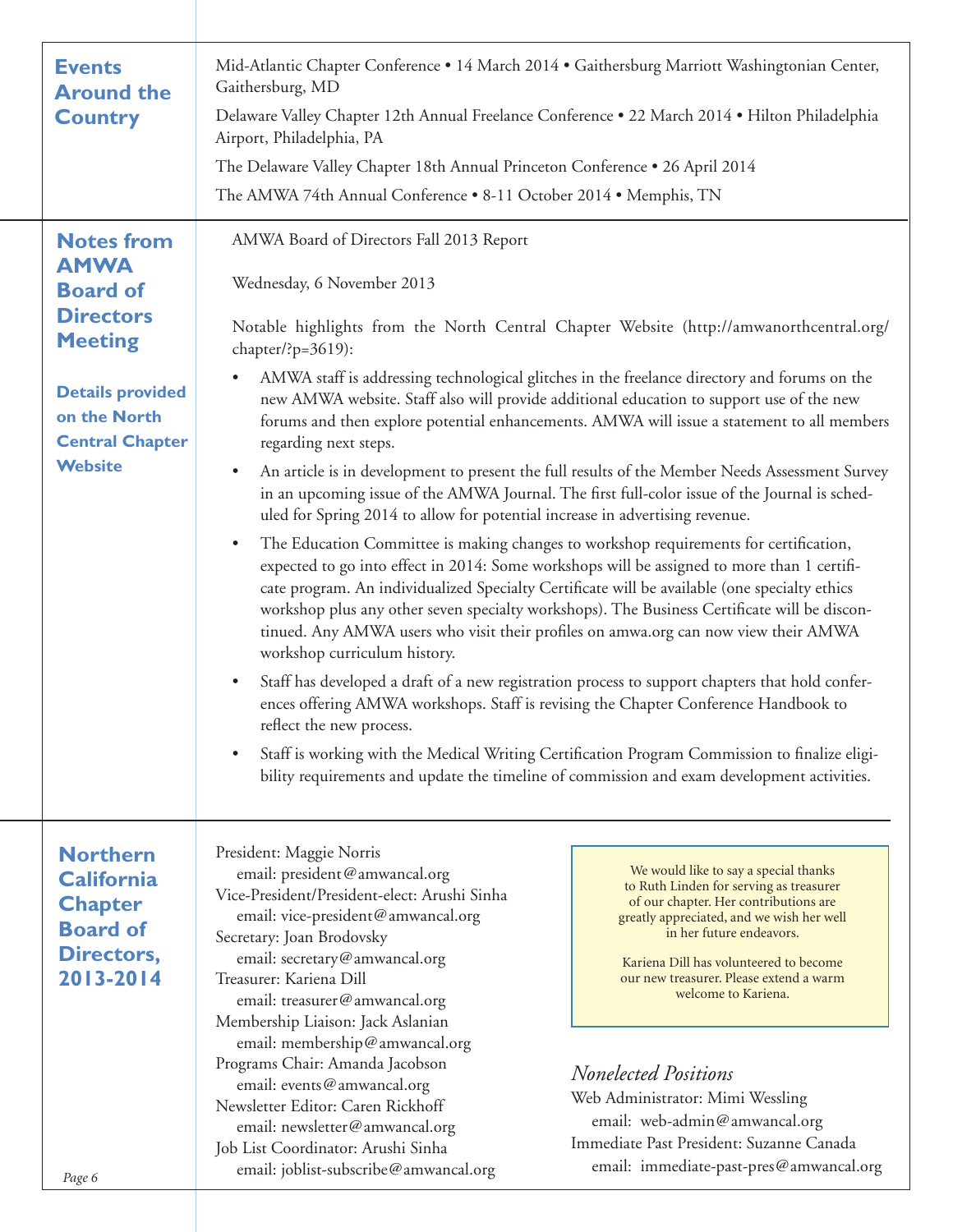## Events Around the Country

Mid-Atlantic Chapter Conference • 14 March 2014 • Gaithersburg Marriott Washingtonian Center, Gaithersburg, MD

Delaware Valley Chapter 12th Annual Freelance Conference • 22 March 2014 • Hilton Philadelphia Airport, Philadelphia, PA

The Delaware Valley Chapter 18th Annual Princeton Conference • 26 April 2014

The AMWA 74th Annual Conference • 8-11 October 2014 • Memphis, TN

## Notes from AMWA Board of Directors Meeting

**Details provided on the North Central Chapter Website**

AMWA Board of Directors Fall 2013 Report

Wednesday, 6 November 2013

Notable highlights from the North Central Chapter Website (http://amwanorthcentral.org/chapter/?p=3619):

- AMWA staff is addressing technological glitches in the freelance directory and forums on the new AMWA website. Staff also will provide additional education to support use of the new forums and then explore potential enhancements. AMWA will issue a statement to all members regarding next steps.
- An article is in development to present the full results of the Member Needs Assessment Survey in an upcoming issue of the AMWA Journal. The first full-color issue of the Journal is scheduled for Spring 2014 to allow for potential increase in advertising revenue.
- The Education Committee is making changes to workshop requirements for certification, expected to go into effect in 2014: Some workshops will be assigned to more than 1 certificate program. An individualized Specialty Certificate will be available (one specialty ethics workshop plus any other seven specialty workshops). The Business Certificate will be discontinued. Any AMWA users who visit their profiles on amwa.org can now view their AMWA workshop curriculum history.
- Staff has developed a draft of a new registration process to support chapters that hold conferences offering AMWA workshops. Staff is revising the Chapter Conference Handbook to reflect the new process.
- Staff is working with the Medical Writing Certification Program Commission to finalize eligibility requirements and update the timeline of commission and exam development activities.

## Northern California Chapter Board of Directors, 2013-2014

President: Maggie Norris
email: president@amwancal.org

Vice-President/President-elect: Arushi Sinha
email: vice-president@amwancal.org

Secretary: Joan Brodovsky
email: secretary@amwancal.org

Treasurer: Kariena Dill
email: treasurer@amwancal.org

Membership Liaison: Jack Aslanian
email: membership@amwancal.org

Programs Chair: Amanda Jacobson
email: events@amwancal.org

Newsletter Editor: Caren Rickhoff
email: newsletter@amwancal.org

Job List Coordinator: Arushi Sinha
email: joblist-subscribe@amwancal.org

We would like to say a special thanks to Ruth Linden for serving as treasurer of our chapter. Her contributions are greatly appreciated, and we wish her well in her future endeavors.

Kariena Dill has volunteered to become our new treasurer. Please extend a warm welcome to Kariena.

### *Nonelected Positions*

Web Administrator: Mimi Wessling
email: web-admin@amwancal.org

Immediate Past President: Suzanne Canada
email: immediate-past-pres@amwancal.org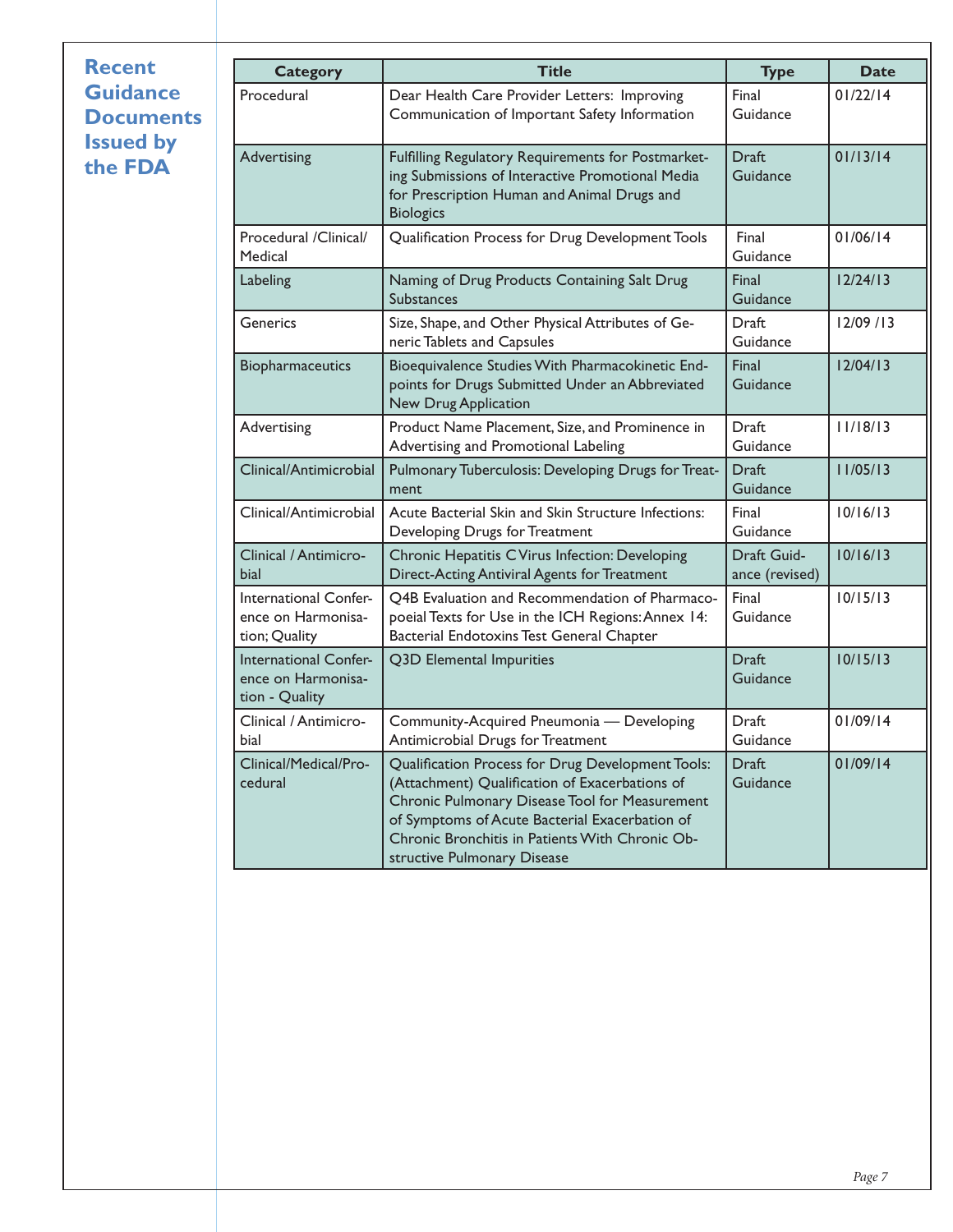## Recent Guidance Documents Issued by the FDA

| Category | Title | Type | Date |
|---|---|---|---|
| Procedural | Dear Health Care Provider Letters: Improving Communication of Important Safety Information | Final Guidance | 01/22/14 |
| Advertising | Fulfilling Regulatory Requirements for Postmarketing Submissions of Interactive Promotional Media for Prescription Human and Animal Drugs and Biologics | Draft Guidance | 01/13/14 |
| Procedural /Clinical/ Medical | Qualification Process for Drug Development Tools | Final Guidance | 01/06/14 |
| Labeling | Naming of Drug Products Containing Salt Drug Substances | Final Guidance | 12/24/13 |
| Generics | Size, Shape, and Other Physical Attributes of Generic Tablets and Capsules | Draft Guidance | 12/09 /13 |
| Biopharmaceutics | Bioequivalence Studies With Pharmacokinetic Endpoints for Drugs Submitted Under an Abbreviated New Drug Application | Final Guidance | 12/04/13 |
| Advertising | Product Name Placement, Size, and Prominence in Advertising and Promotional Labeling | Draft Guidance | 11/18/13 |
| Clinical/Antimicrobial | Pulmonary Tuberculosis: Developing Drugs for Treatment | Draft Guidance | 11/05/13 |
| Clinical/Antimicrobial | Acute Bacterial Skin and Skin Structure Infections: Developing Drugs for Treatment | Final Guidance | 10/16/13 |
| Clinical / Antimicrobial | Chronic Hepatitis C Virus Infection: Developing Direct-Acting Antiviral Agents for Treatment | Draft Guidance (revised) | 10/16/13 |
| International Conference on Harmonisation; Quality | Q4B Evaluation and Recommendation of Pharmacopoeial Texts for Use in the ICH Regions: Annex 14: Bacterial Endotoxins Test General Chapter | Final Guidance | 10/15/13 |
| International Conference on Harmonisation - Quality | Q3D Elemental Impurities | Draft Guidance | 10/15/13 |
| Clinical / Antimicrobial | Community-Acquired Pneumonia — Developing Antimicrobial Drugs for Treatment | Draft Guidance | 01/09/14 |
| Clinical/Medical/Procedural | Qualification Process for Drug Development Tools: (Attachment) Qualification of Exacerbations of Chronic Pulmonary Disease Tool for Measurement of Symptoms of Acute Bacterial Exacerbation of Chronic Bronchitis in Patients With Chronic Obstructive Pulmonary Disease | Draft Guidance | 01/09/14 |